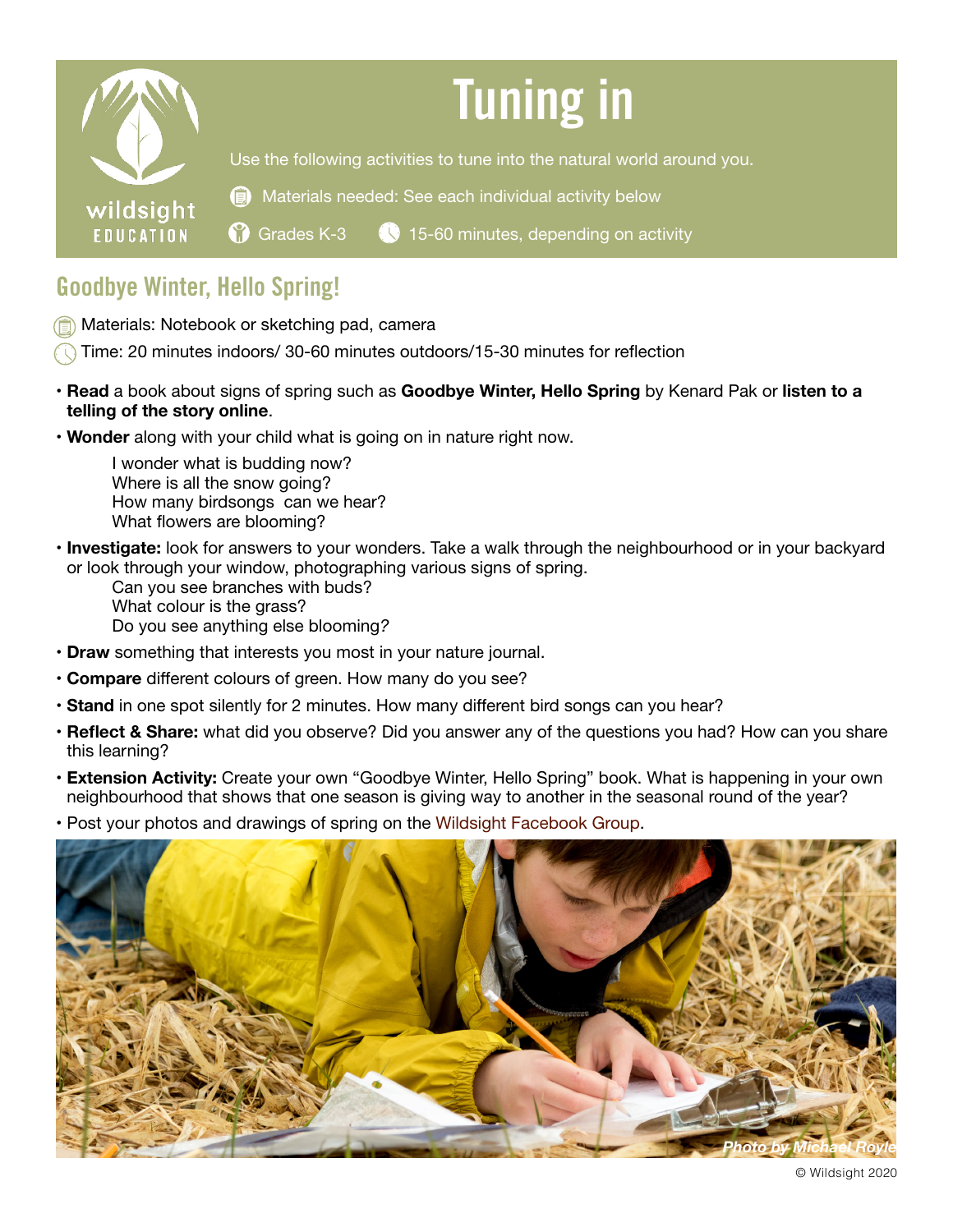# Tuning in

wildsight EDUCATION

Use the following activities to tune into the natural world around you.

Materials needed: See each individual activity below

Grades K-3 15-60 minutes, depending on activity

## Goodbye Winter, Hello Spring!

Materials: Notebook or sketching pad, camera

Time: 20 minutes indoors/ 30-60 minutes outdoors/15-30 minutes for reflection

- **Read** a book about signs of spring such as **Goodbye Winter, Hello Spring** by Kenard Pak or **listen to a telling of the story online**.
- **Wonder** along with your child what is going on in nature right now.

  I wonder what is budding now?
  Where is all the snow going?
  How many birdsongs can we hear?
  What flowers are blooming?
- **Investigate:** look for answers to your wonders. Take a walk through the neighbourhood or in your backyard or look through your window, photographing various signs of spring.

  Can you see branches with buds?
  What colour is the grass?
  Do you see anything else blooming?
- **Draw** something that interests you most in your nature journal.
- **Compare** different colours of green. How many do you see?
- **Stand** in one spot silently for 2 minutes. How many different bird songs can you hear?
- **Reflect & Share:** what did you observe? Did you answer any of the questions you had? How can you share this learning?
- **Extension Activity:** Create your own "Goodbye Winter, Hello Spring" book. What is happening in your own neighbourhood that shows that one season is giving way to another in the seasonal round of the year?
- Post your photos and drawings of spring on the Wildsight Facebook Group.

*Photo by Michael Royle*

© Wildsight 2020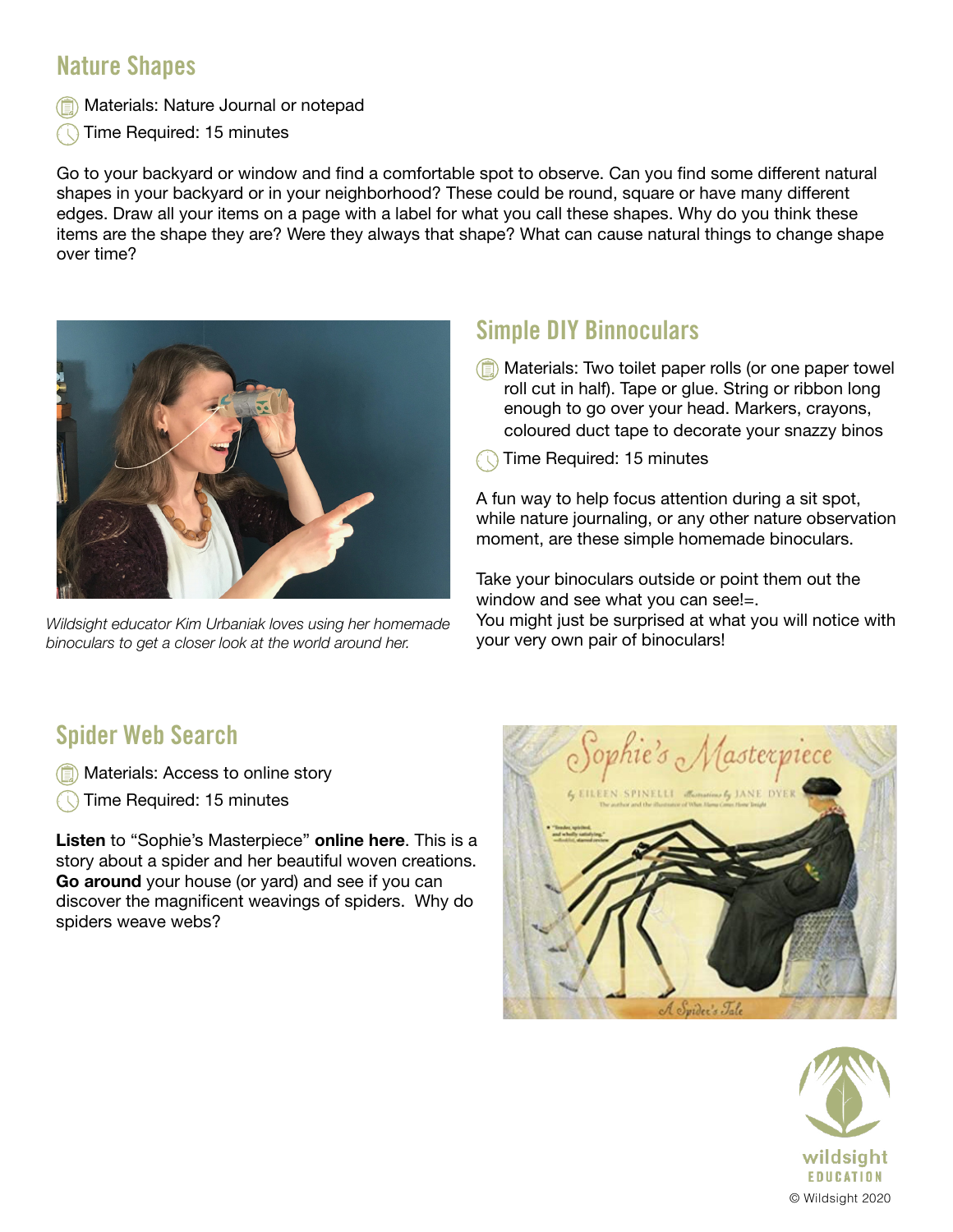## Nature Shapes

Materials: Nature Journal or notepad

Time Required: 15 minutes

Go to your backyard or window and find a comfortable spot to observe. Can you find some different natural shapes in your backyard or in your neighborhood? These could be round, square or have many different edges. Draw all your items on a page with a label for what you call these shapes. Why do you think these items are the shape they are? Were they always that shape? What can cause natural things to change shape over time?

*Wildsight educator Kim Urbaniak loves using her homemade binoculars to get a closer look at the world around her.*

## Simple DIY Binnoculars

Materials: Two toilet paper rolls (or one paper towel roll cut in half). Tape or glue. String or ribbon long enough to go over your head. Markers, crayons, coloured duct tape to decorate your snazzy binos

Time Required: 15 minutes

A fun way to help focus attention during a sit spot, while nature journaling, or any other nature observation moment, are these simple homemade binoculars.

Take your binoculars outside or point them out the window and see what you can see!=.
You might just be surprised at what you will notice with your very own pair of binoculars!

## Spider Web Search

Materials: Access to online story

Time Required: 15 minutes

**Listen** to "Sophie's Masterpiece" **online here**. This is a story about a spider and her beautiful woven creations. **Go around** your house (or yard) and see if you can discover the magnificent weavings of spiders. Why do spiders weave webs?

wildsight EDUCATION

© Wildsight 2020